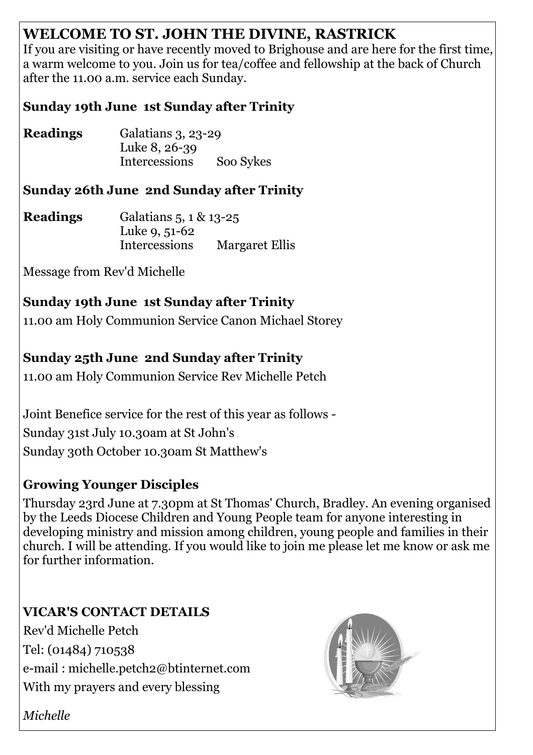## WELCOME TO ST. JOHN THE DIVINE, RASTRICK

If you are visiting or have recently moved to Brighouse and are here for the first time, a warm welcome to you. Join us for tea/coffee and fellowship at the back of Church after the 11.00 a.m. service each Sunday.

### Sunday 19th June 1st Sunday after Trinity

**Readings** Galatians 3, 23-29
Luke 8, 26-39
Intercessions Soo Sykes

### Sunday 26th June 2nd Sunday after Trinity

**Readings** Galatians 5, 1 & 13-25
Luke 9, 51-62
Intercessions Margaret Ellis

Message from Rev'd Michelle

### Sunday 19th June 1st Sunday after Trinity

11.00 am Holy Communion Service Canon Michael Storey

### Sunday 25th June 2nd Sunday after Trinity

11.00 am Holy Communion Service Rev Michelle Petch

Joint Benefice service for the rest of this year as follows -

Sunday 31st July 10.30am at St John's

Sunday 30th October 10.30am St Matthew's

### Growing Younger Disciples

Thursday 23rd June at 7.30pm at St Thomas' Church, Bradley. An evening organised by the Leeds Diocese Children and Young People team for anyone interesting in developing ministry and mission among children, young people and families in their church. I will be attending. If you would like to join me please let me know or ask me for further information.

### VICAR'S CONTACT DETAILS

Rev'd Michelle Petch

Tel: (01484) 710538

e-mail : michelle.petch2@btinternet.com

With my prayers and every blessing

*Michelle*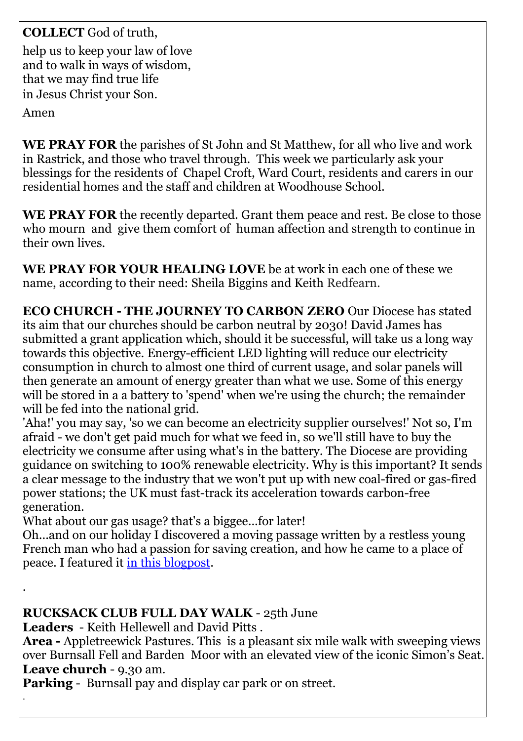**COLLECT** God of truth,

help us to keep your law of love
and to walk in ways of wisdom,
that we may find true life
in Jesus Christ your Son.

Amen

**WE PRAY FOR** the parishes of St John and St Matthew, for all who live and work in Rastrick, and those who travel through. This week we particularly ask your blessings for the residents of Chapel Croft, Ward Court, residents and carers in our residential homes and the staff and children at Woodhouse School.

**WE PRAY FOR** the recently departed. Grant them peace and rest. Be close to those who mourn and give them comfort of human affection and strength to continue in their own lives.

**WE PRAY FOR YOUR HEALING LOVE** be at work in each one of these we name, according to their need: Sheila Biggins and Keith Redfearn.

**ECO CHURCH - THE JOURNEY TO CARBON ZERO** Our Diocese has stated its aim that our churches should be carbon neutral by 2030! David James has submitted a grant application which, should it be successful, will take us a long way towards this objective. Energy-efficient LED lighting will reduce our electricity consumption in church to almost one third of current usage, and solar panels will then generate an amount of energy greater than what we use. Some of this energy will be stored in a a battery to 'spend' when we're using the church; the remainder will be fed into the national grid.
'Aha!' you may say, 'so we can become an electricity supplier ourselves!' Not so, I'm afraid - we don't get paid much for what we feed in, so we'll still have to buy the electricity we consume after using what's in the battery. The Diocese are providing guidance on switching to 100% renewable electricity. Why is this important? It sends a clear message to the industry that we won't put up with new coal-fired or gas-fired power stations; the UK must fast-track its acceleration towards carbon-free generation.
What about our gas usage? that's a biggee…for later!
Oh…and on our holiday I discovered a moving passage written by a restless young French man who had a passion for saving creation, and how he came to a place of peace. I featured it [in this blogpost].

.

**RUCKSACK CLUB FULL DAY WALK** - 25th June
**Leaders** - Keith Hellewell and David Pitts .
**Area -** Appletreewick Pastures. This is a pleasant six mile walk with sweeping views over Burnsall Fell and Barden Moor with an elevated view of the iconic Simon's Seat.
**Leave church** - 9.30 am.
**Parking** - Burnsall pay and display car park or on street.
.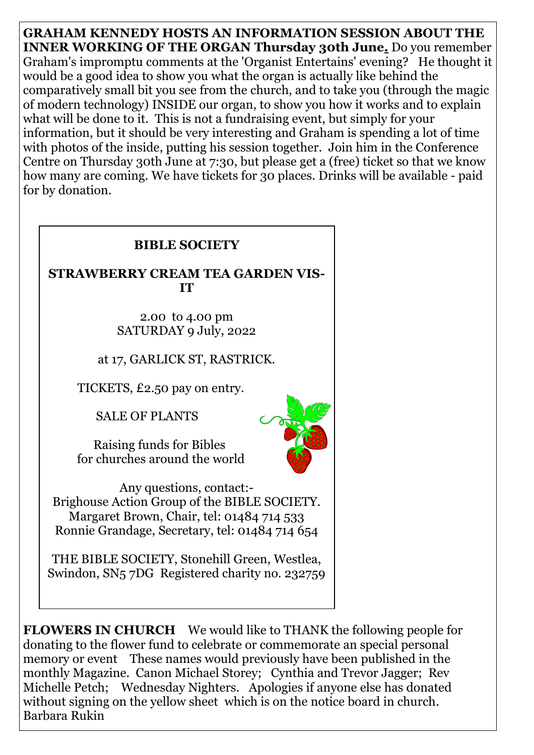**GRAHAM KENNEDY HOSTS AN INFORMATION SESSION ABOUT THE INNER WORKING OF THE ORGAN Thursday 30th June.** Do you remember Graham's impromptu comments at the 'Organist Entertains' evening? He thought it would be a good idea to show you what the organ is actually like behind the comparatively small bit you see from the church, and to take you (through the magic of modern technology) INSIDE our organ, to show you how it works and to explain what will be done to it. This is not a fundraising event, but simply for your information, but it should be very interesting and Graham is spending a lot of time with photos of the inside, putting his session together. Join him in the Conference Centre on Thursday 30th June at 7:30, but please get a (free) ticket so that we know how many are coming. We have tickets for 30 places. Drinks will be available - paid for by donation.

**BIBLE SOCIETY**

**STRAWBERRY CREAM TEA GARDEN VISIT**

2.00 to 4.00 pm
SATURDAY 9 July, 2022

at 17, GARLICK ST, RASTRICK.

TICKETS, £2.50 pay on entry.

SALE OF PLANTS

Raising funds for Bibles
for churches around the world

Any questions, contact:-
Brighouse Action Group of the BIBLE SOCIETY.
Margaret Brown, Chair, tel: 01484 714 533
Ronnie Grandage, Secretary, tel: 01484 714 654

THE BIBLE SOCIETY, Stonehill Green, Westlea, Swindon, SN5 7DG Registered charity no. 232759

**FLOWERS IN CHURCH** We would like to THANK the following people for donating to the flower fund to celebrate or commemorate an special personal memory or event These names would previously have been published in the monthly Magazine. Canon Michael Storey; Cynthia and Trevor Jagger; Rev Michelle Petch; Wednesday Nighters. Apologies if anyone else has donated without signing on the yellow sheet which is on the notice board in church.
Barbara Rukin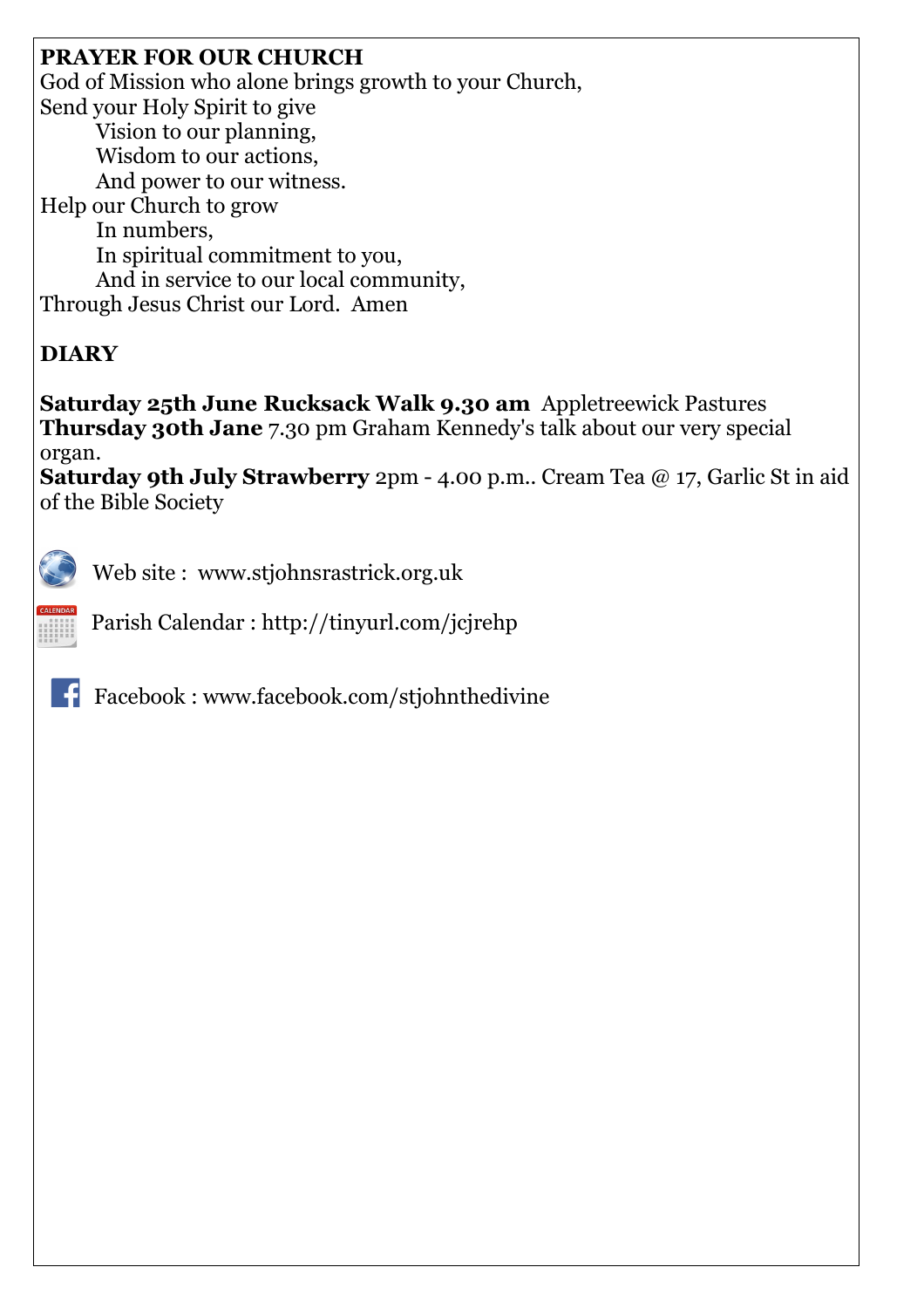**PRAYER FOR OUR CHURCH**

God of Mission who alone brings growth to your Church,
Send your Holy Spirit to give
Vision to our planning,
Wisdom to our actions,
And power to our witness.
Help our Church to grow
In numbers,
In spiritual commitment to you,
And in service to our local community,
Through Jesus Christ our Lord. Amen

**DIARY**

**Saturday 25th June Rucksack Walk 9.30 am** Appletreewick Pastures
**Thursday 30th Jane** 7.30 pm Graham Kennedy's talk about our very special organ.
**Saturday 9th July Strawberry** 2pm - 4.00 p.m.. Cream Tea @ 17, Garlic St in aid of the Bible Society

Web site : www.stjohnsrastrick.org.uk

Parish Calendar : http://tinyurl.com/jcjrehp

Facebook : www.facebook.com/stjohnthedivine